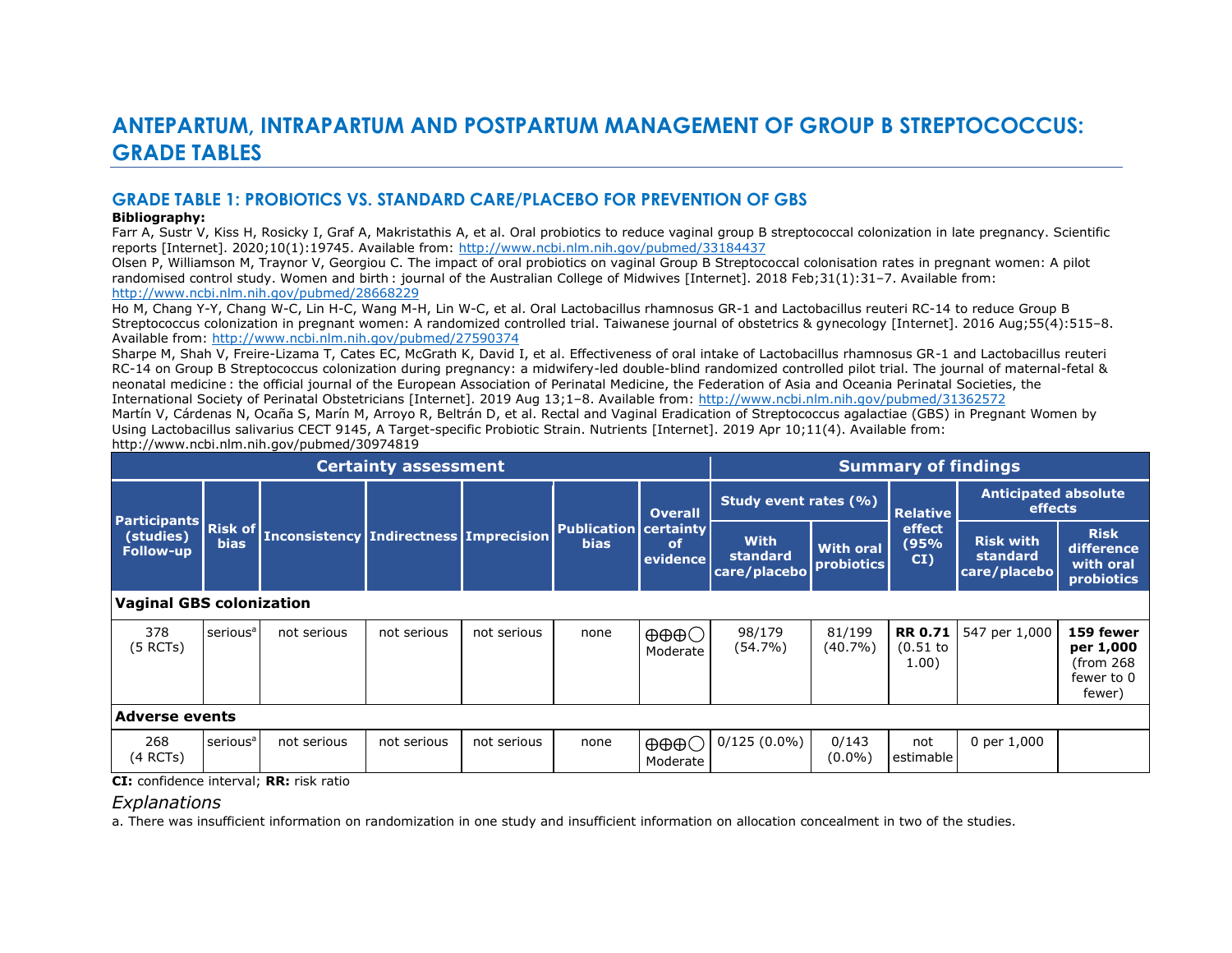# ANTEPARTUM, INTRAPARTUM AND POSTPARTUM MANAGEMENT OF GROUP B STREPTOCOCCUS: GRADE TABLES

## GRADE TABLE 1: PROBIOTICS VS. STANDARD CARE/PLACEBO FOR PREVENTION OF GBS

**Bibliography:**

Farr A, Sustr V, Kiss H, Rosicky I, Graf A, Makristathis A, et al. Oral probiotics to reduce vaginal group B streptococcal colonization in late pregnancy. Scientific reports [Internet]. 2020;10(1):19745. Available from: http://www.ncbi.nlm.nih.gov/pubmed/33184437

Olsen P, Williamson M, Traynor V, Georgiou C. The impact of oral probiotics on vaginal Group B Streptococcal colonisation rates in pregnant women: A pilot randomised control study. Women and birth : journal of the Australian College of Midwives [Internet]. 2018 Feb;31(1):31–7. Available from: http://www.ncbi.nlm.nih.gov/pubmed/28668229

Ho M, Chang Y-Y, Chang W-C, Lin H-C, Wang M-H, Lin W-C, et al. Oral Lactobacillus rhamnosus GR-1 and Lactobacillus reuteri RC-14 to reduce Group B Streptococcus colonization in pregnant women: A randomized controlled trial. Taiwanese journal of obstetrics & gynecology [Internet]. 2016 Aug;55(4):515–8. Available from: http://www.ncbi.nlm.nih.gov/pubmed/27590374

Sharpe M, Shah V, Freire-Lizama T, Cates EC, McGrath K, David I, et al. Effectiveness of oral intake of Lactobacillus rhamnosus GR-1 and Lactobacillus reuteri RC-14 on Group B Streptococcus colonization during pregnancy: a midwifery-led double-blind randomized controlled pilot trial. The journal of maternal-fetal & neonatal medicine : the official journal of the European Association of Perinatal Medicine, the Federation of Asia and Oceania Perinatal Societies, the International Society of Perinatal Obstetricians [Internet]. 2019 Aug 13;1–8. Available from: http://www.ncbi.nlm.nih.gov/pubmed/31362572

Martín V, Cárdenas N, Ocaña S, Marín M, Arroyo R, Beltrán D, et al. Rectal and Vaginal Eradication of Streptococcus agalactiae (GBS) in Pregnant Women by Using Lactobacillus salivarius CECT 9145, A Target-specific Probiotic Strain. Nutrients [Internet]. 2019 Apr 10;11(4). Available from: http://www.ncbi.nlm.nih.gov/pubmed/30974819

| Certainty assessment | | | | | | | Summary of findings | | | | |
|---|---|---|---|---|---|---|---|---|---|---|---|
| Participants (studies) Follow-up | Risk of bias | Inconsistency | Indirectness | Imprecision | Publication bias | Overall certainty of evidence | Study event rates (%) | | Relative effect (95% CI) | Anticipated absolute effects | |
| | | | | | | | With standard care/placebo | With oral probiotics | | Risk with standard care/placebo | Risk difference with oral probiotics |
| **Vaginal GBS colonization** | | | | | | | | | | | |
| 378 (5 RCTs) | serious[a] | not serious | not serious | not serious | none | ⊕⊕⊕◯ Moderate | 98/179 (54.7%) | 81/199 (40.7%) | **RR 0.71** (0.51 to 1.00) | 547 per 1,000 | **159 fewer per 1,000** (from 268 fewer to 0 fewer) |
| **Adverse events** | | | | | | | | | | | |
| 268 (4 RCTs) | serious[a] | not serious | not serious | not serious | none | ⊕⊕⊕◯ Moderate | 0/125 (0.0%) | 0/143 (0.0%) | not estimable | 0 per 1,000 | |

**CI:** confidence interval; **RR:** risk ratio

*Explanations*

a. There was insufficient information on randomization in one study and insufficient information on allocation concealment in two of the studies.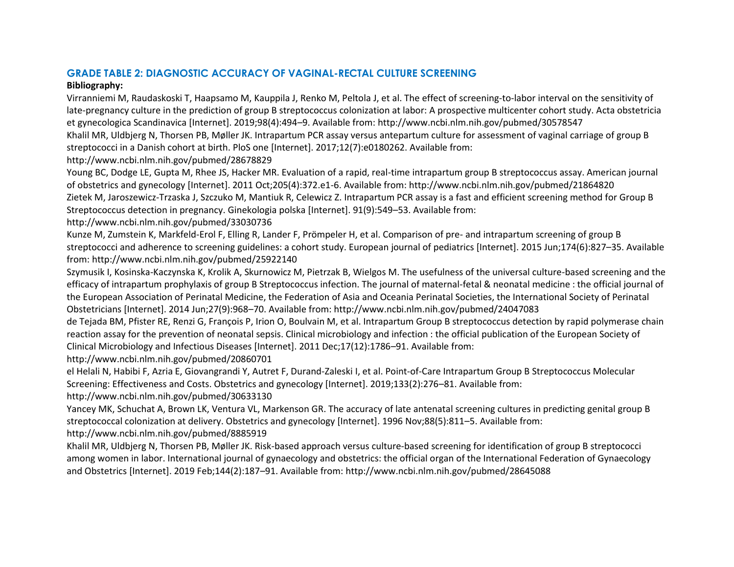## GRADE TABLE 2: DIAGNOSTIC ACCURACY OF VAGINAL-RECTAL CULTURE SCREENING

**Bibliography:**

Virranniemi M, Raudaskoski T, Haapsamo M, Kauppila J, Renko M, Peltola J, et al. The effect of screening-to-labor interval on the sensitivity of late-pregnancy culture in the prediction of group B streptococcus colonization at labor: A prospective multicenter cohort study. Acta obstetricia et gynecologica Scandinavica [Internet]. 2019;98(4):494–9. Available from: http://www.ncbi.nlm.nih.gov/pubmed/30578547

Khalil MR, Uldbjerg N, Thorsen PB, Møller JK. Intrapartum PCR assay versus antepartum culture for assessment of vaginal carriage of group B streptococci in a Danish cohort at birth. PloS one [Internet]. 2017;12(7):e0180262. Available from: http://www.ncbi.nlm.nih.gov/pubmed/28678829

Young BC, Dodge LE, Gupta M, Rhee JS, Hacker MR. Evaluation of a rapid, real-time intrapartum group B streptococcus assay. American journal of obstetrics and gynecology [Internet]. 2011 Oct;205(4):372.e1-6. Available from: http://www.ncbi.nlm.nih.gov/pubmed/21864820

Zietek M, Jaroszewicz-Trzaska J, Szczuko M, Mantiuk R, Celewicz Z. Intrapartum PCR assay is a fast and efficient screening method for Group B Streptococcus detection in pregnancy. Ginekologia polska [Internet]. 91(9):549–53. Available from: http://www.ncbi.nlm.nih.gov/pubmed/33030736

Kunze M, Zumstein K, Markfeld-Erol F, Elling R, Lander F, Prömpeler H, et al. Comparison of pre- and intrapartum screening of group B streptococci and adherence to screening guidelines: a cohort study. European journal of pediatrics [Internet]. 2015 Jun;174(6):827–35. Available from: http://www.ncbi.nlm.nih.gov/pubmed/25922140

Szymusik I, Kosinska-Kaczynska K, Krolik A, Skurnowicz M, Pietrzak B, Wielgos M. The usefulness of the universal culture-based screening and the efficacy of intrapartum prophylaxis of group B Streptococcus infection. The journal of maternal-fetal & neonatal medicine : the official journal of the European Association of Perinatal Medicine, the Federation of Asia and Oceania Perinatal Societies, the International Society of Perinatal Obstetricians [Internet]. 2014 Jun;27(9):968–70. Available from: http://www.ncbi.nlm.nih.gov/pubmed/24047083

de Tejada BM, Pfister RE, Renzi G, François P, Irion O, Boulvain M, et al. Intrapartum Group B streptococcus detection by rapid polymerase chain reaction assay for the prevention of neonatal sepsis. Clinical microbiology and infection : the official publication of the European Society of Clinical Microbiology and Infectious Diseases [Internet]. 2011 Dec;17(12):1786–91. Available from: http://www.ncbi.nlm.nih.gov/pubmed/20860701

el Helali N, Habibi F, Azria E, Giovangrandi Y, Autret F, Durand-Zaleski I, et al. Point-of-Care Intrapartum Group B Streptococcus Molecular Screening: Effectiveness and Costs. Obstetrics and gynecology [Internet]. 2019;133(2):276–81. Available from: http://www.ncbi.nlm.nih.gov/pubmed/30633130

Yancey MK, Schuchat A, Brown LK, Ventura VL, Markenson GR. The accuracy of late antenatal screening cultures in predicting genital group B streptococcal colonization at delivery. Obstetrics and gynecology [Internet]. 1996 Nov;88(5):811–5. Available from: http://www.ncbi.nlm.nih.gov/pubmed/8885919

Khalil MR, Uldbjerg N, Thorsen PB, Møller JK. Risk-based approach versus culture-based screening for identification of group B streptococci among women in labor. International journal of gynaecology and obstetrics: the official organ of the International Federation of Gynaecology and Obstetrics [Internet]. 2019 Feb;144(2):187–91. Available from: http://www.ncbi.nlm.nih.gov/pubmed/28645088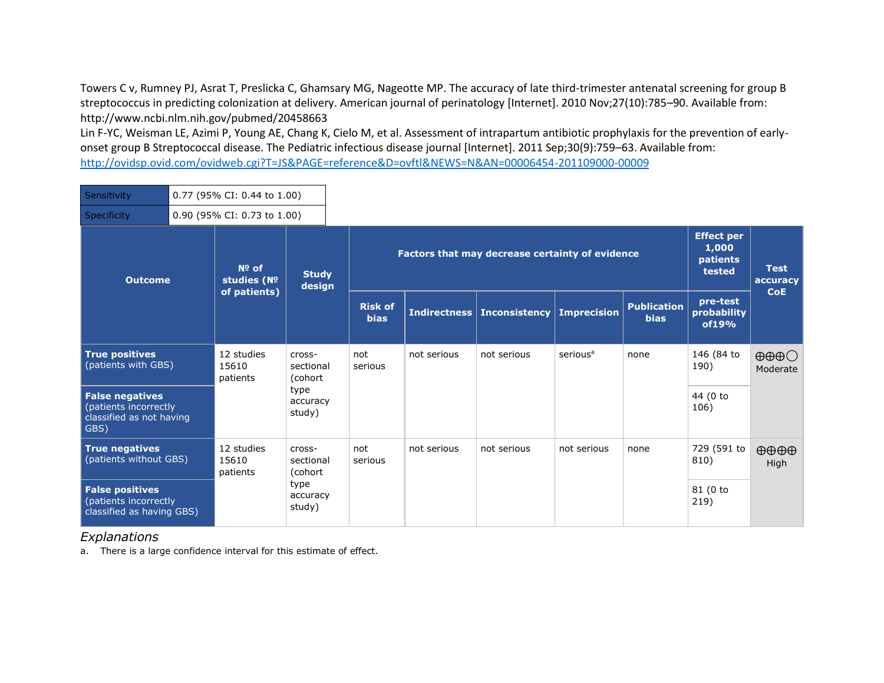Towers C v, Rumney PJ, Asrat T, Preslicka C, Ghamsary MG, Nageotte MP. The accuracy of late third-trimester antenatal screening for group B streptococcus in predicting colonization at delivery. American journal of perinatology [Internet]. 2010 Nov;27(10):785–90. Available from: http://www.ncbi.nlm.nih.gov/pubmed/20458663

Lin F-YC, Weisman LE, Azimi P, Young AE, Chang K, Cielo M, et al. Assessment of intrapartum antibiotic prophylaxis for the prevention of early-onset group B Streptococcal disease. The Pediatric infectious disease journal [Internet]. 2011 Sep;30(9):759–63. Available from: http://ovidsp.ovid.com/ovidweb.cgi?T=JS&PAGE=reference&D=ovftl&NEWS=N&AN=00006454-201109000-00009

| Sensitivity | 0.77 (95% CI: 0.44 to 1.00) |
|---|---|
| Specificity | 0.90 (95% CI: 0.73 to 1.00) |

| Outcome | № of studies (№ of patients) | Study design | Factors that may decrease certainty of evidence | | | | | Effect per 1,000 patients tested | Test accuracy CoE |
|---|---|---|---|---|---|---|---|---|---|
| | | | Risk of bias | Indirectness | Inconsistency | Imprecision | Publication bias | pre-test probability of19% | |
| **True positives** (patients with GBS) | 12 studies 15610 patients | cross-sectional (cohort type accuracy study) | not serious | not serious | not serious | serious[a] | none | 146 (84 to 190) | ⨁⨁⨁◯ Moderate |
| **False negatives** (patients incorrectly classified as not having GBS) | | | | | | | | 44 (0 to 106) | |
| **True negatives** (patients without GBS) | 12 studies 15610 patients | cross-sectional (cohort type accuracy study) | not serious | not serious | not serious | not serious | none | 729 (591 to 810) | ⨁⨁⨁⨁ High |
| **False positives** (patients incorrectly classified as having GBS) | | | | | | | | 81 (0 to 219) | |

*Explanations*

a. There is a large confidence interval for this estimate of effect.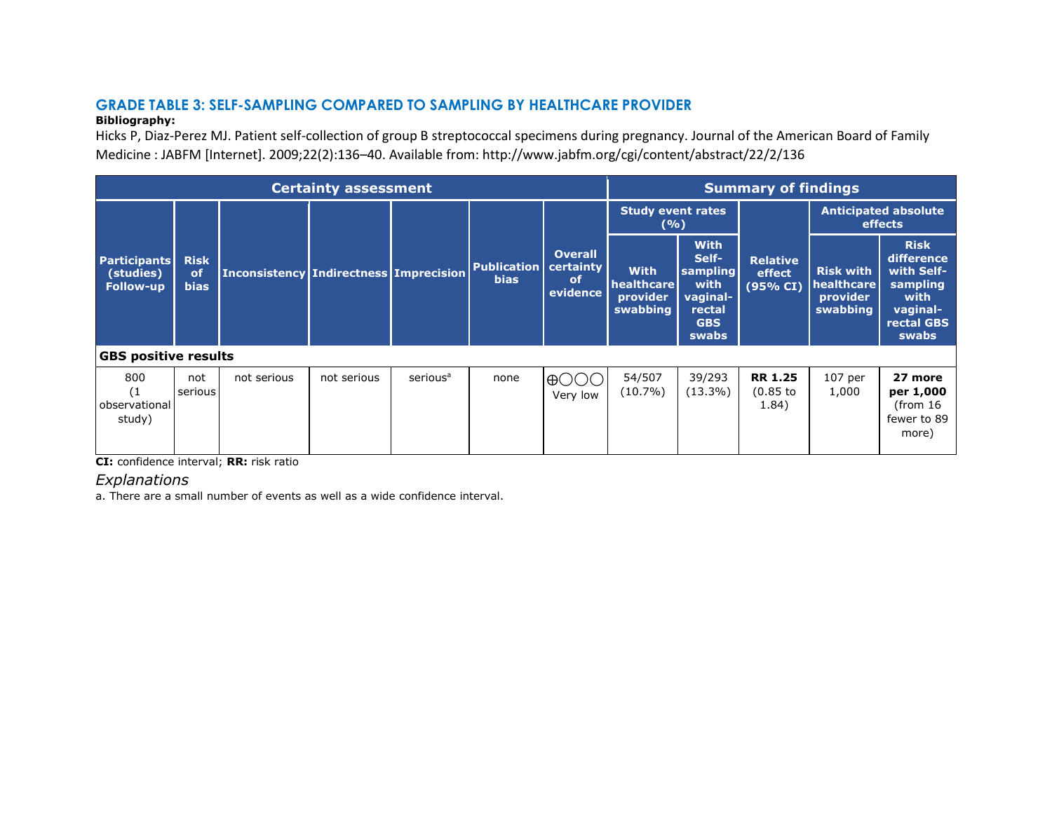## GRADE TABLE 3: SELF-SAMPLING COMPARED TO SAMPLING BY HEALTHCARE PROVIDER

**Bibliography:**

Hicks P, Diaz-Perez MJ. Patient self-collection of group B streptococcal specimens during pregnancy. Journal of the American Board of Family Medicine : JABFM [Internet]. 2009;22(2):136–40. Available from: http://www.jabfm.org/cgi/content/abstract/22/2/136

| Certainty assessment | | | | | | | Summary of findings | | | | |
|---|---|---|---|---|---|---|---|---|---|---|---|
| | | | | | | | Study event rates (%) | | | Anticipated absolute effects | |
| Participants (studies) Follow-up | Risk of bias | Inconsistency | Indirectness | Imprecision | Publication bias | Overall certainty of evidence | With healthcare provider swabbing | With Self-sampling with vaginal-rectal GBS swabs | Relative effect (95% CI) | Risk with healthcare provider swabbing | Risk difference with Self-sampling with vaginal-rectal GBS swabs |
| **GBS positive results** | | | | | | | | | | | |
| 800 (1 observational study) | not serious | not serious | not serious | serious[a] | none | ⊕◯◯◯ Very low | 54/507 (10.7%) | 39/293 (13.3%) | **RR 1.25** (0.85 to 1.84) | 107 per 1,000 | **27 more per 1,000** (from 16 fewer to 89 more) |

**CI:** confidence interval; **RR:** risk ratio

*Explanations*

a. There are a small number of events as well as a wide confidence interval.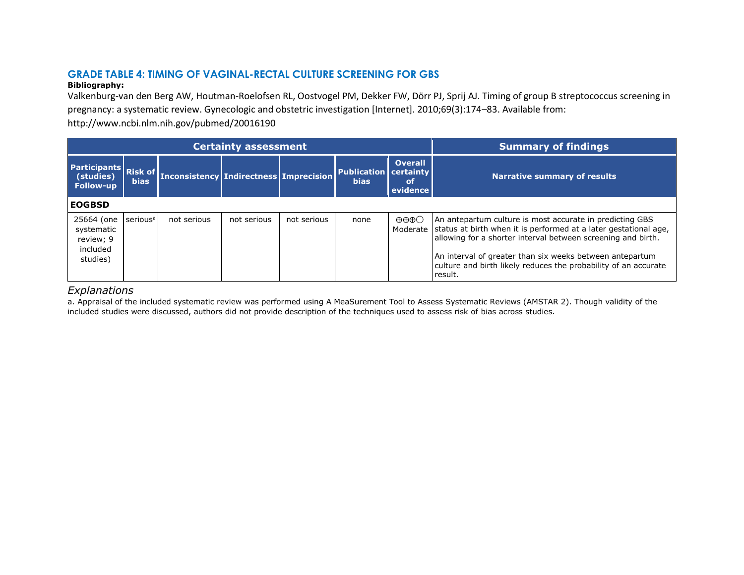## GRADE TABLE 4: TIMING OF VAGINAL-RECTAL CULTURE SCREENING FOR GBS

**Bibliography:**

Valkenburg-van den Berg AW, Houtman-Roelofsen RL, Oostvogel PM, Dekker FW, Dörr PJ, Sprij AJ. Timing of group B streptococcus screening in pregnancy: a systematic review. Gynecologic and obstetric investigation [Internet]. 2010;69(3):174–83. Available from: http://www.ncbi.nlm.nih.gov/pubmed/20016190

| Certainty assessment | | | | | | | Summary of findings |
|---|---|---|---|---|---|---|---|
| Participants (studies) Follow-up | Risk of bias | Inconsistency | Indirectness | Imprecision | Publication bias | Overall certainty of evidence | Narrative summary of results |
| **EOGBSD** | | | | | | | |
| 25664 (one systematic review; 9 included studies) | serious[a] | not serious | not serious | not serious | none | ⊕⊕⊕◯ Moderate | An antepartum culture is most accurate in predicting GBS status at birth when it is performed at a later gestational age, allowing for a shorter interval between screening and birth.<br><br>An interval of greater than six weeks between antepartum culture and birth likely reduces the probability of an accurate result. |

*Explanations*

a. Appraisal of the included systematic review was performed using A MeaSurement Tool to Assess Systematic Reviews (AMSTAR 2). Though validity of the included studies were discussed, authors did not provide description of the techniques used to assess risk of bias across studies.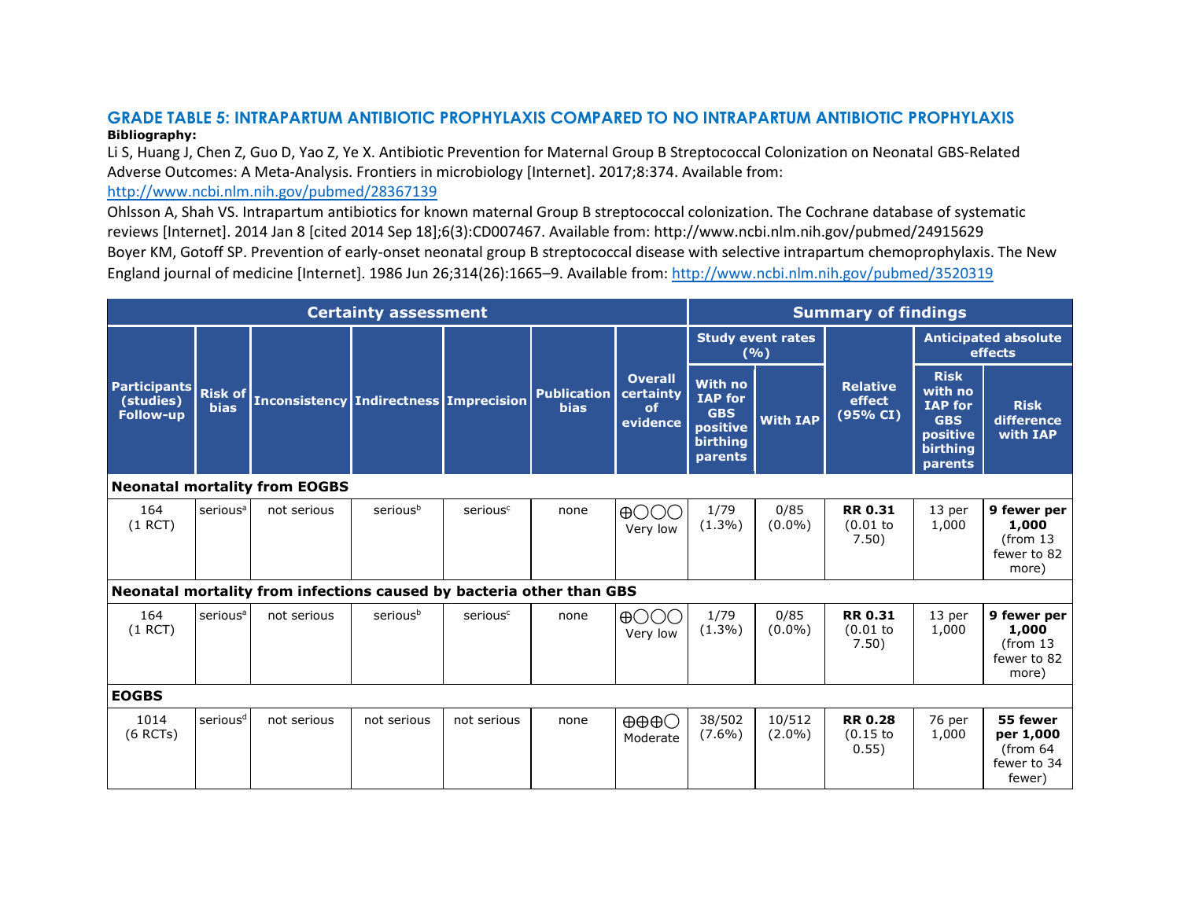## GRADE TABLE 5: INTRAPARTUM ANTIBIOTIC PROPHYLAXIS COMPARED TO NO INTRAPARTUM ANTIBIOTIC PROPHYLAXIS

**Bibliography:**

Li S, Huang J, Chen Z, Guo D, Yao Z, Ye X. Antibiotic Prevention for Maternal Group B Streptococcal Colonization on Neonatal GBS-Related Adverse Outcomes: A Meta-Analysis. Frontiers in microbiology [Internet]. 2017;8:374. Available from: http://www.ncbi.nlm.nih.gov/pubmed/28367139

Ohlsson A, Shah VS. Intrapartum antibiotics for known maternal Group B streptococcal colonization. The Cochrane database of systematic reviews [Internet]. 2014 Jan 8 [cited 2014 Sep 18];6(3):CD007467. Available from: http://www.ncbi.nlm.nih.gov/pubmed/24915629

Boyer KM, Gotoff SP. Prevention of early-onset neonatal group B streptococcal disease with selective intrapartum chemoprophylaxis. The New England journal of medicine [Internet]. 1986 Jun 26;314(26):1665–9. Available from: http://www.ncbi.nlm.nih.gov/pubmed/3520319

| Certainty assessment | | | | | | | Summary of findings | | | | |
|---|---|---|---|---|---|---|---|---|---|---|---|
| Participants (studies) Follow-up | Risk of bias | Inconsistency | Indirectness | Imprecision | Publication bias | Overall certainty of evidence | Study event rates (%) | | Relative effect (95% CI) | Anticipated absolute effects | |
| | | | | | | | With no IAP for GBS positive birthing parents | With IAP | | Risk with no IAP for GBS positive birthing parents | Risk difference with IAP |
| **Neonatal mortality from EOGBS** | | | | | | | | | | | |
| 164 (1 RCT) | serious[a] | not serious | serious[b] | serious[c] | none | ⊕◯◯◯ Very low | 1/79 (1.3%) | 0/85 (0.0%) | **RR 0.31** (0.01 to 7.50) | 13 per 1,000 | **9 fewer per 1,000** (from 13 fewer to 82 more) |
| **Neonatal mortality from infections caused by bacteria other than GBS** | | | | | | | | | | | |
| 164 (1 RCT) | serious[a] | not serious | serious[b] | serious[c] | none | ⊕◯◯◯ Very low | 1/79 (1.3%) | 0/85 (0.0%) | **RR 0.31** (0.01 to 7.50) | 13 per 1,000 | **9 fewer per 1,000** (from 13 fewer to 82 more) |
| **EOGBS** | | | | | | | | | | | |
| 1014 (6 RCTs) | serious[d] | not serious | not serious | not serious | none | ⊕⊕⊕◯ Moderate | 38/502 (7.6%) | 10/512 (2.0%) | **RR 0.28** (0.15 to 0.55) | 76 per 1,000 | **55 fewer per 1,000** (from 64 fewer to 34 fewer) |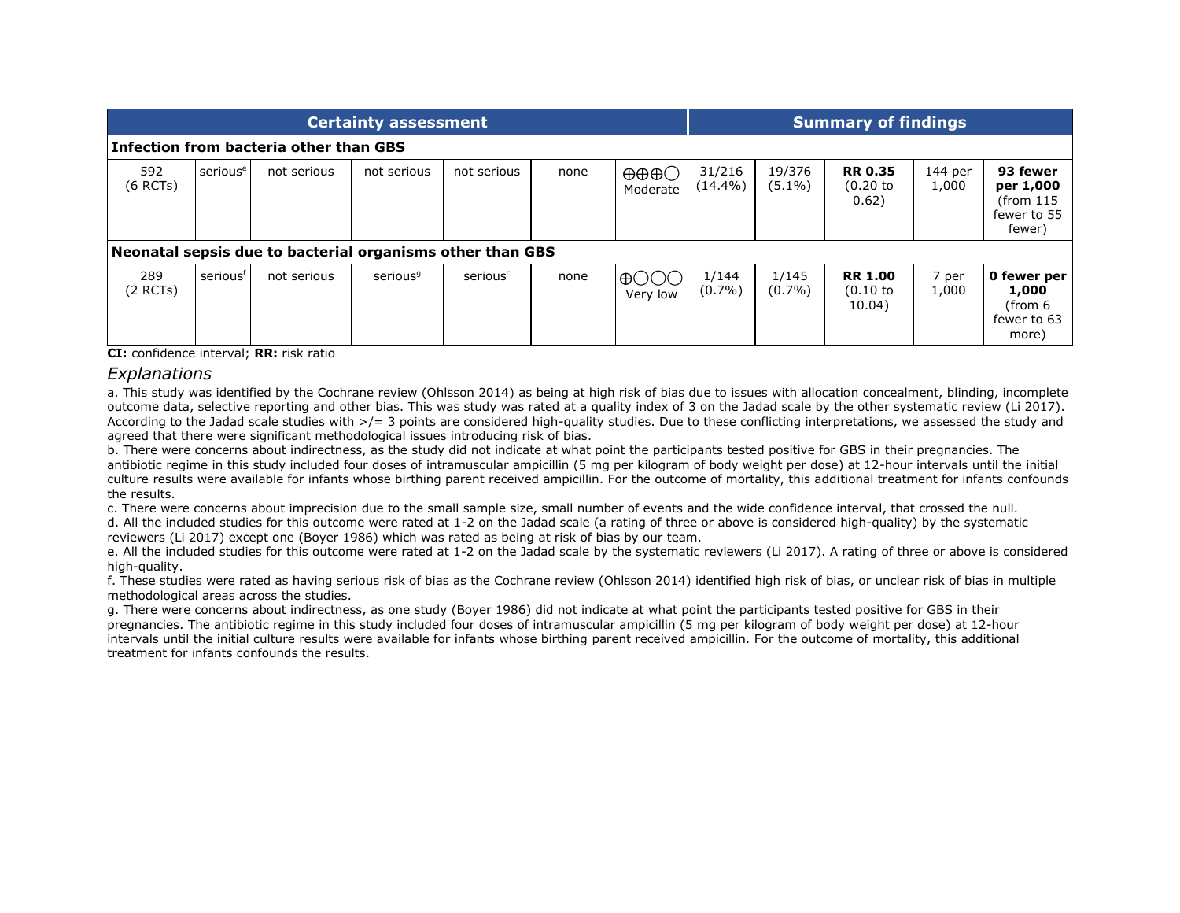| Certainty assessment | | | | | | | Summary of findings | | | | |
|---|---|---|---|---|---|---|---|---|---|---|---|
| **Infection from bacteria other than GBS** | | | | | | | | | | | |
| 592 (6 RCTs) | serious[e] | not serious | not serious | not serious | none | ⊕⊕⊕◯ Moderate | 31/216 (14.4%) | 19/376 (5.1%) | **RR 0.35** (0.20 to 0.62) | 144 per 1,000 | **93 fewer per 1,000** (from 115 fewer to 55 fewer) |
| **Neonatal sepsis due to bacterial organisms other than GBS** | | | | | | | | | | | |
| 289 (2 RCTs) | serious[f] | not serious | serious[g] | serious[c] | none | ⊕◯◯◯ Very low | 1/144 (0.7%) | 1/145 (0.7%) | **RR 1.00** (0.10 to 10.04) | 7 per 1,000 | **0 fewer per 1,000** (from 6 fewer to 63 more) |

**CI:** confidence interval; **RR:** risk ratio

## *Explanations*

a. This study was identified by the Cochrane review (Ohlsson 2014) as being at high risk of bias due to issues with allocation concealment, blinding, incomplete outcome data, selective reporting and other bias. This was study was rated at a quality index of 3 on the Jadad scale by the other systematic review (Li 2017). According to the Jadad scale studies with >/= 3 points are considered high-quality studies. Due to these conflicting interpretations, we assessed the study and agreed that there were significant methodological issues introducing risk of bias.

b. There were concerns about indirectness, as the study did not indicate at what point the participants tested positive for GBS in their pregnancies. The antibiotic regime in this study included four doses of intramuscular ampicillin (5 mg per kilogram of body weight per dose) at 12-hour intervals until the initial culture results were available for infants whose birthing parent received ampicillin. For the outcome of mortality, this additional treatment for infants confounds the results.

c. There were concerns about imprecision due to the small sample size, small number of events and the wide confidence interval, that crossed the null.

d. All the included studies for this outcome were rated at 1-2 on the Jadad scale (a rating of three or above is considered high-quality) by the systematic reviewers (Li 2017) except one (Boyer 1986) which was rated as being at risk of bias by our team.

e. All the included studies for this outcome were rated at 1-2 on the Jadad scale by the systematic reviewers (Li 2017). A rating of three or above is considered high-quality.

f. These studies were rated as having serious risk of bias as the Cochrane review (Ohlsson 2014) identified high risk of bias, or unclear risk of bias in multiple methodological areas across the studies.

g. There were concerns about indirectness, as one study (Boyer 1986) did not indicate at what point the participants tested positive for GBS in their pregnancies. The antibiotic regime in this study included four doses of intramuscular ampicillin (5 mg per kilogram of body weight per dose) at 12-hour intervals until the initial culture results were available for infants whose birthing parent received ampicillin. For the outcome of mortality, this additional treatment for infants confounds the results.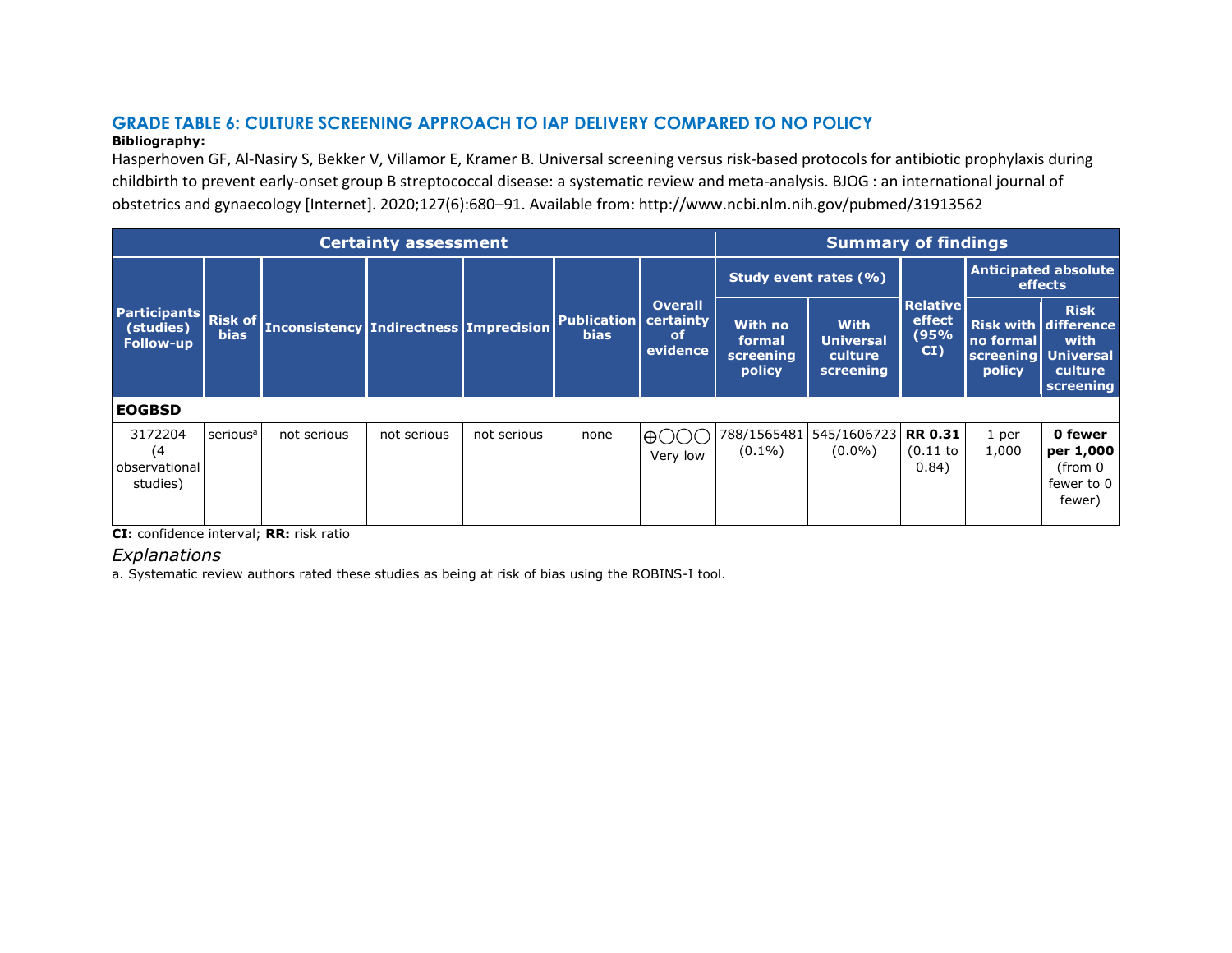## GRADE TABLE 6: CULTURE SCREENING APPROACH TO IAP DELIVERY COMPARED TO NO POLICY

**Bibliography:**

Hasperhoven GF, Al-Nasiry S, Bekker V, Villamor E, Kramer B. Universal screening versus risk-based protocols for antibiotic prophylaxis during childbirth to prevent early-onset group B streptococcal disease: a systematic review and meta-analysis. BJOG : an international journal of obstetrics and gynaecology [Internet]. 2020;127(6):680–91. Available from: http://www.ncbi.nlm.nih.gov/pubmed/31913562

| Certainty assessment | | | | | | | Summary of findings | | | | |
|---|---|---|---|---|---|---|---|---|---|---|---|
| | | | | | | | Study event rates (%) | | | Anticipated absolute effects | |
| Participants (studies) Follow-up | Risk of bias | Inconsistency | Indirectness | Imprecision | Publication bias | Overall certainty of evidence | With no formal screening policy | With Universal culture screening | Relative effect (95% CI) | Risk with no formal screening policy | Risk difference with Universal culture screening |
| **EOGBSD** | | | | | | | | | | | |
| 3172204 (4 observational studies) | serious[a] | not serious | not serious | not serious | none | ⊕◯◯◯ Very low | 788/1565481 (0.1%) | 545/1606723 (0.0%) | **RR 0.31** (0.11 to 0.84) | 1 per 1,000 | **0 fewer per 1,000** (from 0 fewer to 0 fewer) |

**CI:** confidence interval; **RR:** risk ratio

*Explanations*

a. Systematic review authors rated these studies as being at risk of bias using the ROBINS-I tool.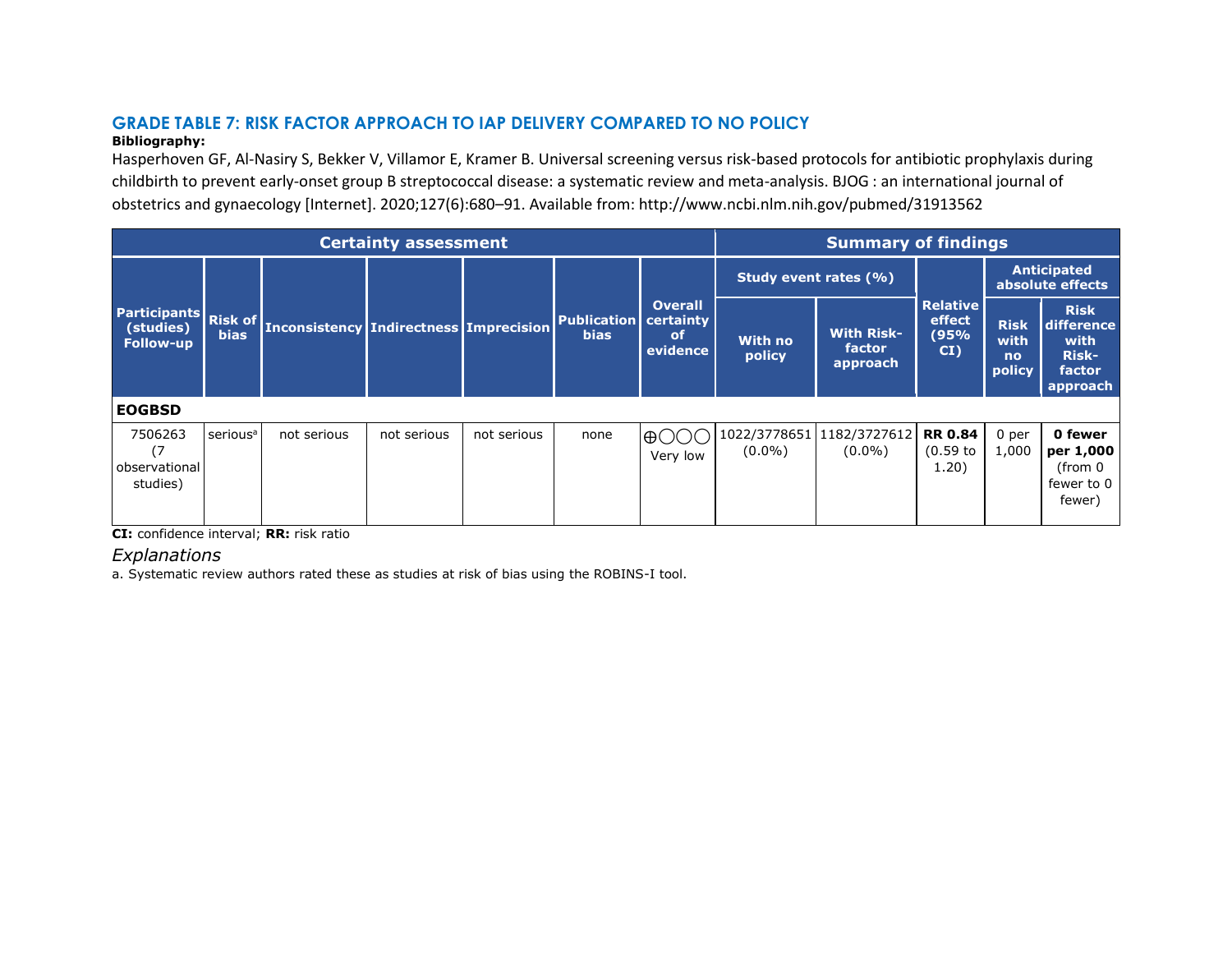## GRADE TABLE 7: RISK FACTOR APPROACH TO IAP DELIVERY COMPARED TO NO POLICY

**Bibliography:**

Hasperhoven GF, Al-Nasiry S, Bekker V, Villamor E, Kramer B. Universal screening versus risk-based protocols for antibiotic prophylaxis during childbirth to prevent early-onset group B streptococcal disease: a systematic review and meta-analysis. BJOG : an international journal of obstetrics and gynaecology [Internet]. 2020;127(6):680–91. Available from: http://www.ncbi.nlm.nih.gov/pubmed/31913562

| Certainty assessment | | | | | | | Summary of findings | | | | |
|---|---|---|---|---|---|---|---|---|---|---|---|
| Participants (studies) Follow-up | Risk of bias | Inconsistency | Indirectness | Imprecision | Publication bias | Overall certainty of evidence | Study event rates (%) | | Relative effect (95% CI) | Anticipated absolute effects | |
| | | | | | | | With no policy | With Risk-factor approach | | Risk with no policy | Risk difference with Risk-factor approach |
| **EOGBSD** | | | | | | | | | | | |
| 7506263 (7 observational studies) | serious[a] | not serious | not serious | not serious | none | ⨁◯◯◯ Very low | 1022/3778651 (0.0%) | 1182/3727612 (0.0%) | **RR 0.84** (0.59 to 1.20) | 0 per 1,000 | **0 fewer per 1,000** (from 0 fewer to 0 fewer) |

**CI:** confidence interval; **RR:** risk ratio

*Explanations*

a. Systematic review authors rated these as studies at risk of bias using the ROBINS-I tool.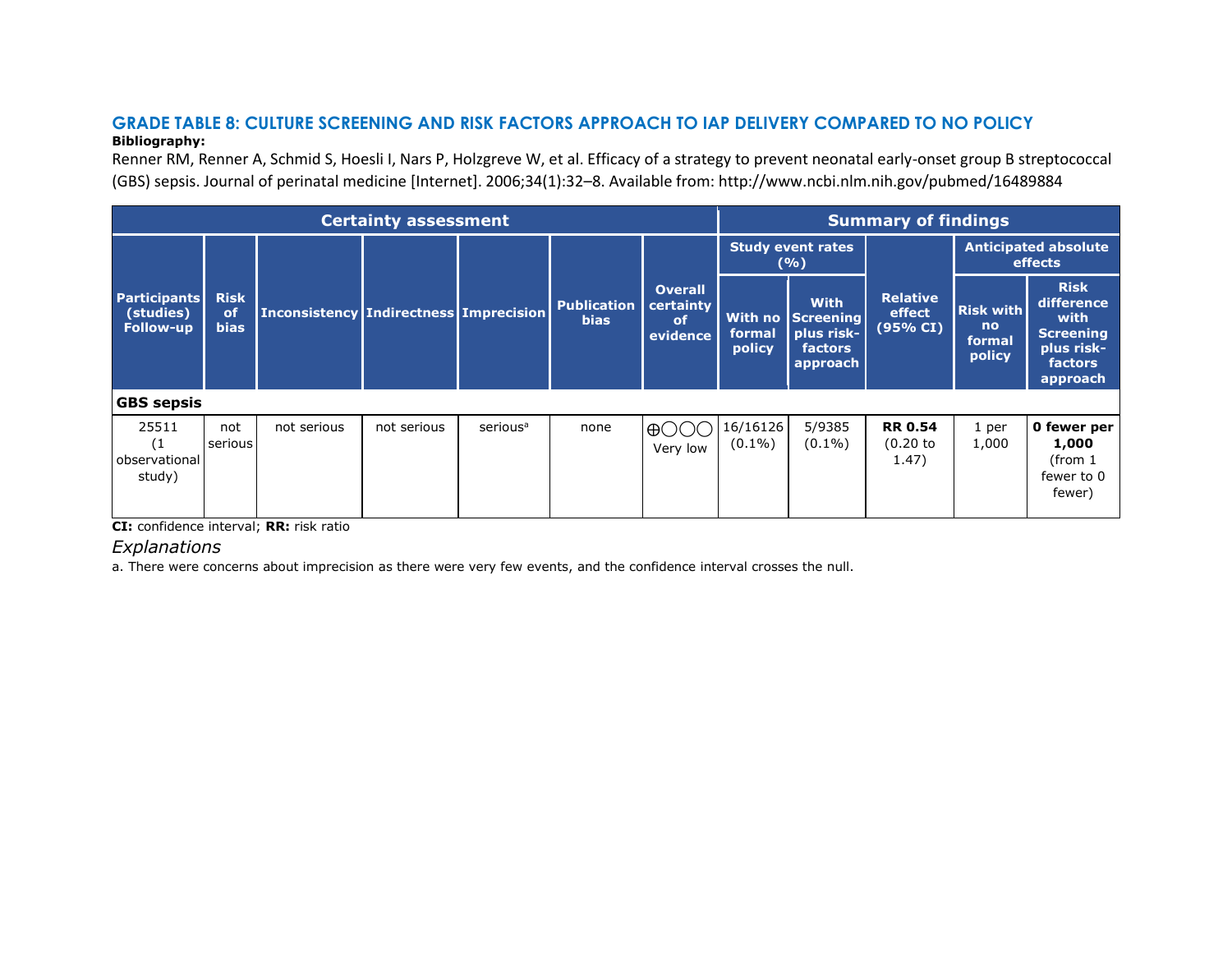## GRADE TABLE 8: CULTURE SCREENING AND RISK FACTORS APPROACH TO IAP DELIVERY COMPARED TO NO POLICY

**Bibliography:**

Renner RM, Renner A, Schmid S, Hoesli I, Nars P, Holzgreve W, et al. Efficacy of a strategy to prevent neonatal early-onset group B streptococcal (GBS) sepsis. Journal of perinatal medicine [Internet]. 2006;34(1):32–8. Available from: http://www.ncbi.nlm.nih.gov/pubmed/16489884

| Certainty assessment | | | | | | | Summary of findings | | | | |
|---|---|---|---|---|---|---|---|---|---|---|---|
| | | | | | | | Study event rates (%) | | | Anticipated absolute effects | |
| Participants (studies) Follow-up | Risk of bias | Inconsistency | Indirectness | Imprecision | Publication bias | Overall certainty of evidence | With no formal policy | With Screening plus risk-factors approach | Relative effect (95% CI) | Risk with no formal policy | Risk difference with Screening plus risk-factors approach |
| **GBS sepsis** | | | | | | | | | | | |
| 25511 (1 observational study) | not serious | not serious | not serious | serious[a] | none | ⨁◯◯◯ Very low | 16/16126 (0.1%) | 5/9385 (0.1%) | **RR 0.54** (0.20 to 1.47) | 1 per 1,000 | **0 fewer per 1,000** (from 1 fewer to 0 fewer) |

**CI:** confidence interval; **RR:** risk ratio

*Explanations*

a. There were concerns about imprecision as there were very few events, and the confidence interval crosses the null.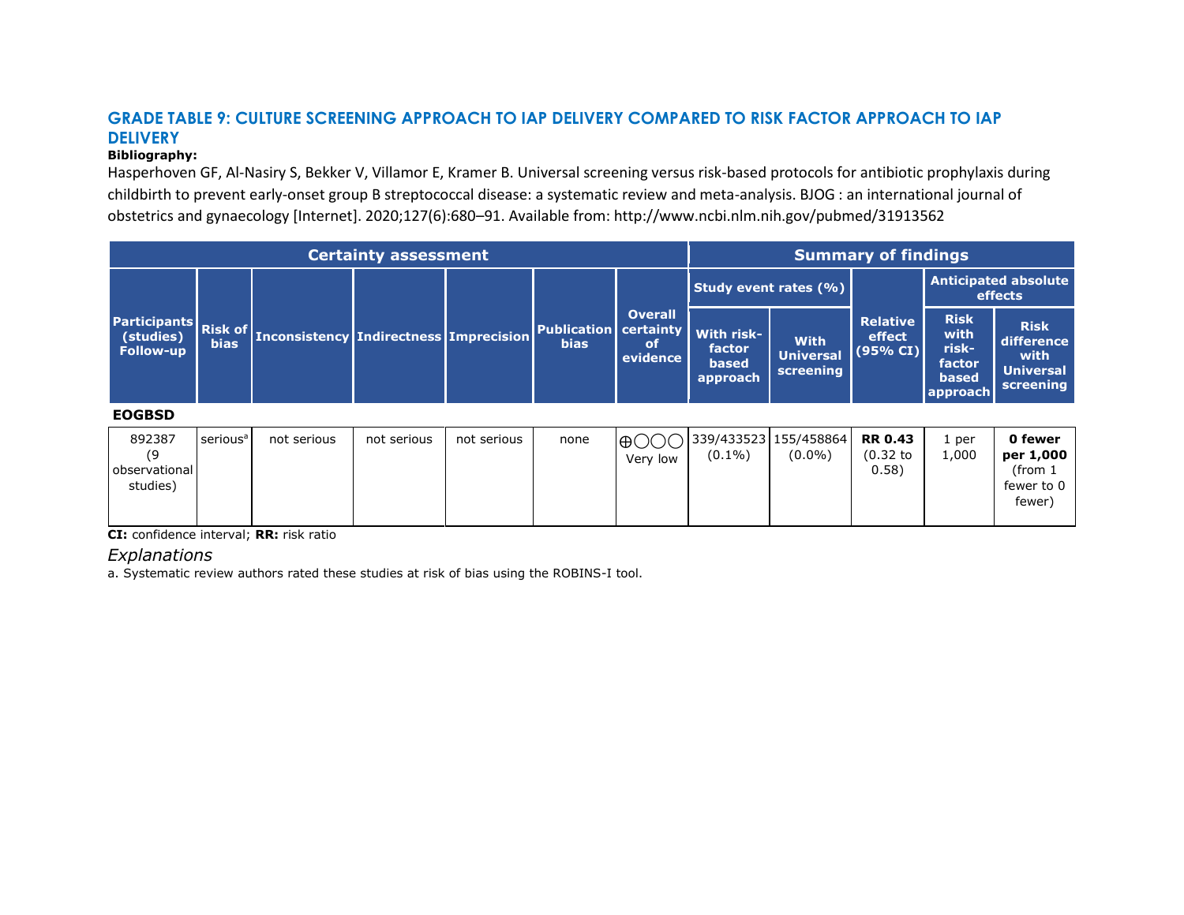## GRADE TABLE 9: CULTURE SCREENING APPROACH TO IAP DELIVERY COMPARED TO RISK FACTOR APPROACH TO IAP DELIVERY

**Bibliography:**

Hasperhoven GF, Al-Nasiry S, Bekker V, Villamor E, Kramer B. Universal screening versus risk-based protocols for antibiotic prophylaxis during childbirth to prevent early-onset group B streptococcal disease: a systematic review and meta-analysis. BJOG : an international journal of obstetrics and gynaecology [Internet]. 2020;127(6):680–91. Available from: http://www.ncbi.nlm.nih.gov/pubmed/31913562

| Certainty assessment | | | | | | | Summary of findings | | | | |
|---|---|---|---|---|---|---|---|---|---|---|---|
| | | | | | | | Study event rates (%) | | | Anticipated absolute effects | |
| Participants (studies) Follow-up | Risk of bias | Inconsistency | Indirectness | Imprecision | Publication bias | Overall certainty of evidence | With risk-factor based approach | With Universal screening | Relative effect (95% CI) | Risk with risk-factor based approach | Risk difference with Universal screening |
| **EOGBSD** | | | | | | | | | | | |
| 892387 (9 observational studies) | serious[a] | not serious | not serious | not serious | none | ⨁◯◯◯ Very low | 339/433523 (0.1%) | 155/458864 (0.0%) | **RR 0.43** (0.32 to 0.58) | 1 per 1,000 | **0 fewer per 1,000** (from 1 fewer to 0 fewer) |

**CI:** confidence interval; **RR:** risk ratio

*Explanations*

a. Systematic review authors rated these studies at risk of bias using the ROBINS-I tool.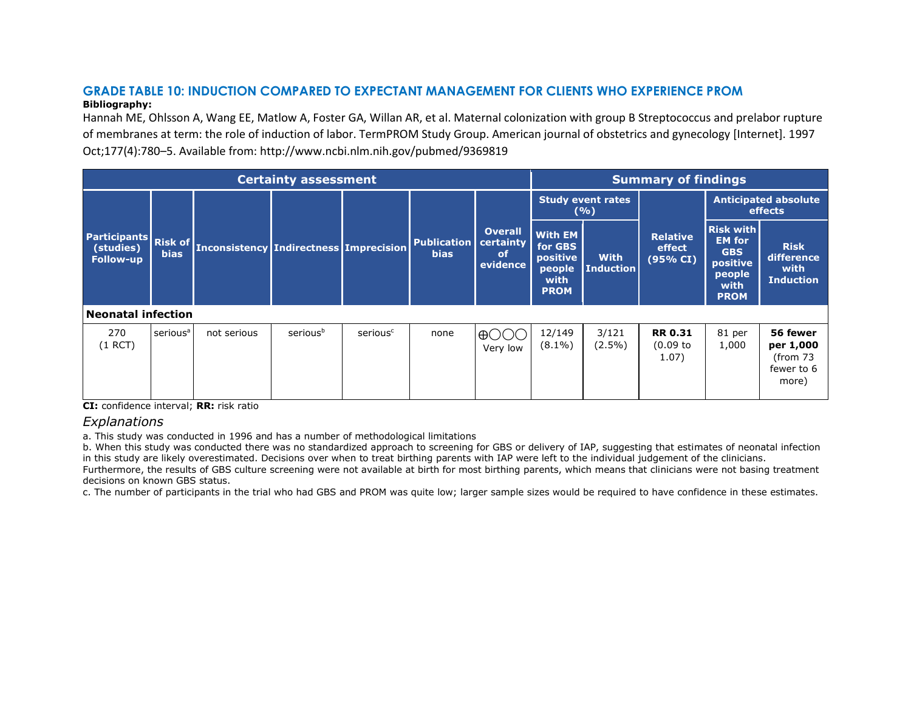## GRADE TABLE 10: INDUCTION COMPARED TO EXPECTANT MANAGEMENT FOR CLIENTS WHO EXPERIENCE PROM

**Bibliography:**

Hannah ME, Ohlsson A, Wang EE, Matlow A, Foster GA, Willan AR, et al. Maternal colonization with group B Streptococcus and prelabor rupture of membranes at term: the role of induction of labor. TermPROM Study Group. American journal of obstetrics and gynecology [Internet]. 1997 Oct;177(4):780–5. Available from: http://www.ncbi.nlm.nih.gov/pubmed/9369819

| Certainty assessment | | | | | | | Summary of findings | | | | |
|---|---|---|---|---|---|---|---|---|---|---|---|
| | | | | | | | Study event rates (%) | | | Anticipated absolute effects | |
| Participants (studies) Follow-up | Risk of bias | Inconsistency | Indirectness | Imprecision | Publication bias | Overall certainty of evidence | With EM for GBS positive people with PROM | With Induction | Relative effect (95% CI) | Risk with EM for GBS positive people with PROM | Risk difference with Induction |
| **Neonatal infection** | | | | | | | | | | | |
| 270 (1 RCT) | serious[a] | not serious | serious[b] | serious[c] | none | ⊕◯◯◯ Very low | 12/149 (8.1%) | 3/121 (2.5%) | **RR 0.31** (0.09 to 1.07) | 81 per 1,000 | **56 fewer per 1,000** (from 73 fewer to 6 more) |

**CI:** confidence interval; **RR:** risk ratio

*Explanations*

a. This study was conducted in 1996 and has a number of methodological limitations

b. When this study was conducted there was no standardized approach to screening for GBS or delivery of IAP, suggesting that estimates of neonatal infection in this study are likely overestimated. Decisions over when to treat birthing parents with IAP were left to the individual judgement of the clinicians. Furthermore, the results of GBS culture screening were not available at birth for most birthing parents, which means that clinicians were not basing treatment decisions on known GBS status.

c. The number of participants in the trial who had GBS and PROM was quite low; larger sample sizes would be required to have confidence in these estimates.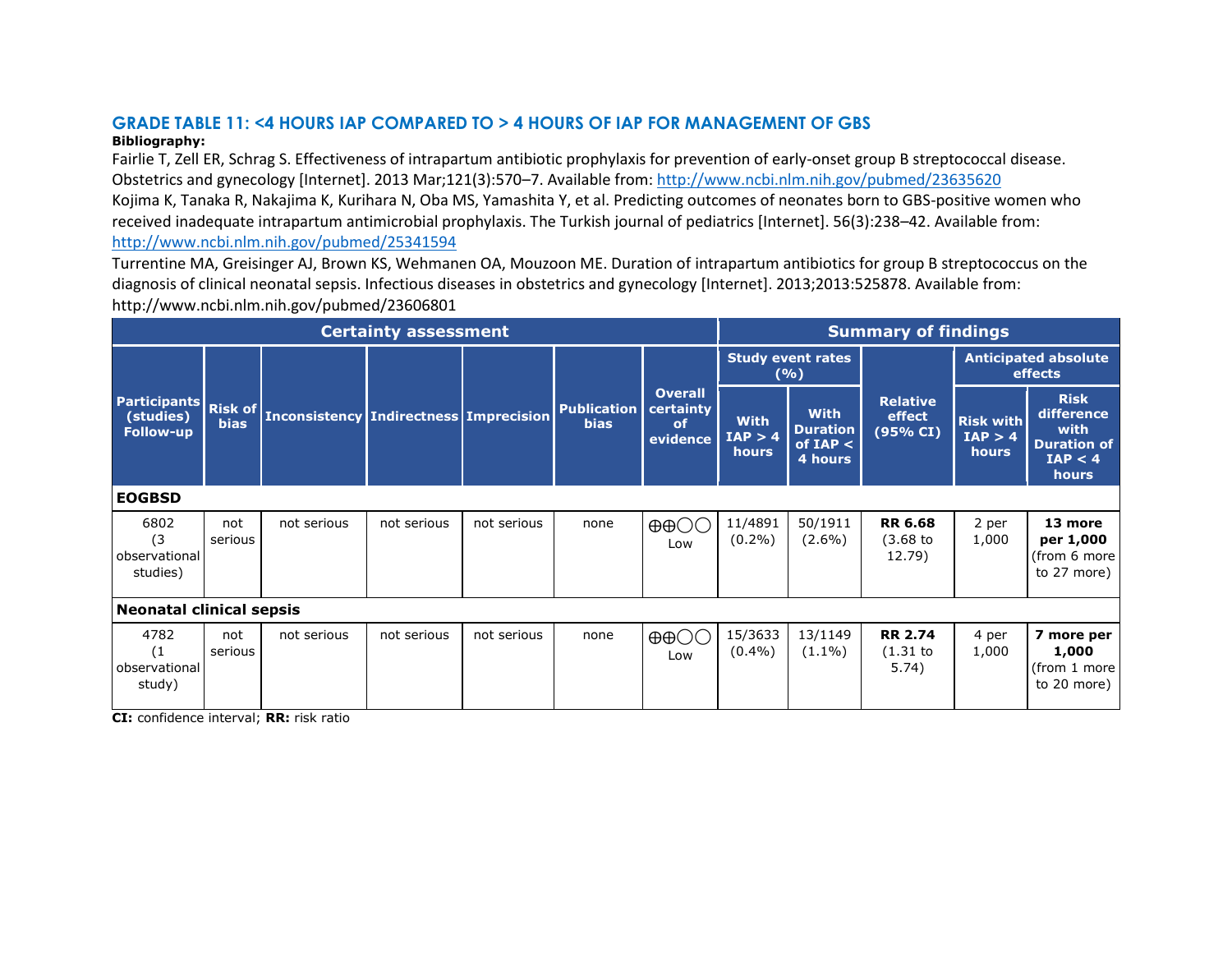## GRADE TABLE 11: <4 HOURS IAP COMPARED TO > 4 HOURS OF IAP FOR MANAGEMENT OF GBS

**Bibliography:**

Fairlie T, Zell ER, Schrag S. Effectiveness of intrapartum antibiotic prophylaxis for prevention of early-onset group B streptococcal disease. Obstetrics and gynecology [Internet]. 2013 Mar;121(3):570–7. Available from: http://www.ncbi.nlm.nih.gov/pubmed/23635620

Kojima K, Tanaka R, Nakajima K, Kurihara N, Oba MS, Yamashita Y, et al. Predicting outcomes of neonates born to GBS-positive women who received inadequate intrapartum antimicrobial prophylaxis. The Turkish journal of pediatrics [Internet]. 56(3):238–42. Available from: http://www.ncbi.nlm.nih.gov/pubmed/25341594

Turrentine MA, Greisinger AJ, Brown KS, Wehmanen OA, Mouzoon ME. Duration of intrapartum antibiotics for group B streptococcus on the diagnosis of clinical neonatal sepsis. Infectious diseases in obstetrics and gynecology [Internet]. 2013;2013:525878. Available from: http://www.ncbi.nlm.nih.gov/pubmed/23606801

| Certainty assessment | | | | | | | Summary of findings | | | | |
|---|---|---|---|---|---|---|---|---|---|---|---|
| Participants (studies) Follow-up | Risk of bias | Inconsistency | Indirectness | Imprecision | Publication bias | Overall certainty of evidence | Study event rates (%) | | Relative effect (95% CI) | Anticipated absolute effects | |
| | | | | | | | With IAP > 4 hours | With Duration of IAP < 4 hours | | Risk with IAP > 4 hours | Risk difference with Duration of IAP < 4 hours |
| **EOGBSD** | | | | | | | | | | | |
| 6802 (3 observational studies) | not serious | not serious | not serious | not serious | none | ⊕⊕◯◯ Low | 11/4891 (0.2%) | 50/1911 (2.6%) | **RR 6.68** (3.68 to 12.79) | 2 per 1,000 | **13 more per 1,000** (from 6 more to 27 more) |
| **Neonatal clinical sepsis** | | | | | | | | | | | |
| 4782 (1 observational study) | not serious | not serious | not serious | not serious | none | ⊕⊕◯◯ Low | 15/3633 (0.4%) | 13/1149 (1.1%) | **RR 2.74** (1.31 to 5.74) | 4 per 1,000 | **7 more per 1,000** (from 1 more to 20 more) |

**CI:** confidence interval; **RR:** risk ratio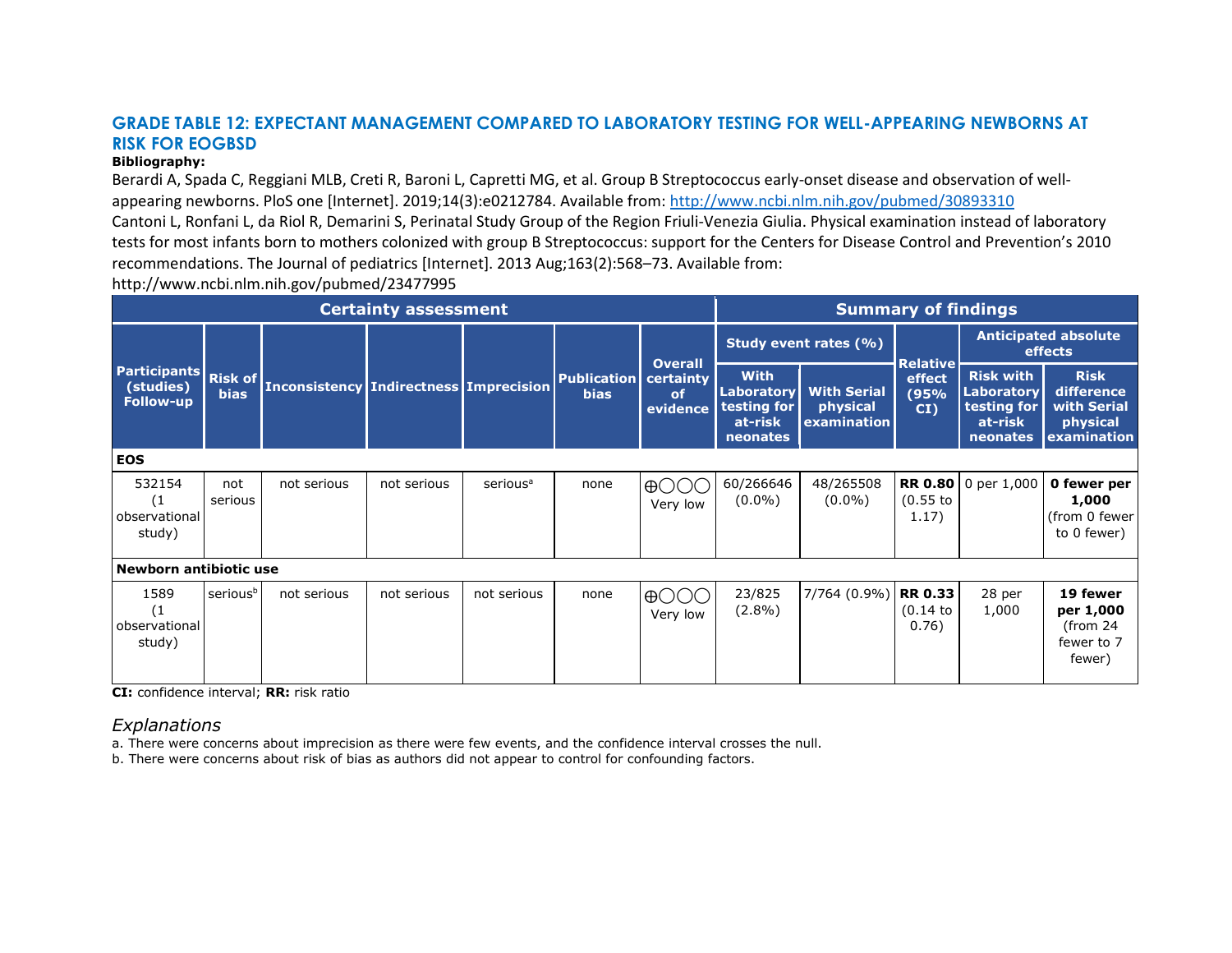## GRADE TABLE 12: EXPECTANT MANAGEMENT COMPARED TO LABORATORY TESTING FOR WELL-APPEARING NEWBORNS AT RISK FOR EOGBSD

**Bibliography:**

Berardi A, Spada C, Reggiani MLB, Creti R, Baroni L, Capretti MG, et al. Group B Streptococcus early-onset disease and observation of well-appearing newborns. PloS one [Internet]. 2019;14(3):e0212784. Available from: http://www.ncbi.nlm.nih.gov/pubmed/30893310

Cantoni L, Ronfani L, da Riol R, Demarini S, Perinatal Study Group of the Region Friuli-Venezia Giulia. Physical examination instead of laboratory tests for most infants born to mothers colonized with group B Streptococcus: support for the Centers for Disease Control and Prevention's 2010 recommendations. The Journal of pediatrics [Internet]. 2013 Aug;163(2):568–73. Available from: http://www.ncbi.nlm.nih.gov/pubmed/23477995

| Certainty assessment | | | | | | | Summary of findings | | | | |
|---|---|---|---|---|---|---|---|---|---|---|---|
| Participants (studies) Follow-up | Risk of bias | Inconsistency | Indirectness | Imprecision | Publication bias | Overall certainty of evidence | Study event rates (%) | | Relative effect (95% CI) | Anticipated absolute effects | |
| | | | | | | | With Laboratory testing for at-risk neonates | With Serial physical examination | | Risk with Laboratory testing for at-risk neonates | Risk difference with Serial physical examination |
| **EOS** | | | | | | | | | | | |
| 532154 (1 observational study) | not serious | not serious | not serious | serious[a] | none | ⊕◯◯◯ Very low | 60/266646 (0.0%) | 48/265508 (0.0%) | **RR 0.80** (0.55 to 1.17) | 0 per 1,000 | **0 fewer per 1,000** (from 0 fewer to 0 fewer) |
| **Newborn antibiotic use** | | | | | | | | | | | |
| 1589 (1 observational study) | serious[b] | not serious | not serious | not serious | none | ⊕◯◯◯ Very low | 23/825 (2.8%) | 7/764 (0.9%) | **RR 0.33** (0.14 to 0.76) | 28 per 1,000 | **19 fewer per 1,000** (from 24 fewer to 7 fewer) |

**CI:** confidence interval; **RR:** risk ratio

*Explanations*

a. There were concerns about imprecision as there were few events, and the confidence interval crosses the null.

b. There were concerns about risk of bias as authors did not appear to control for confounding factors.